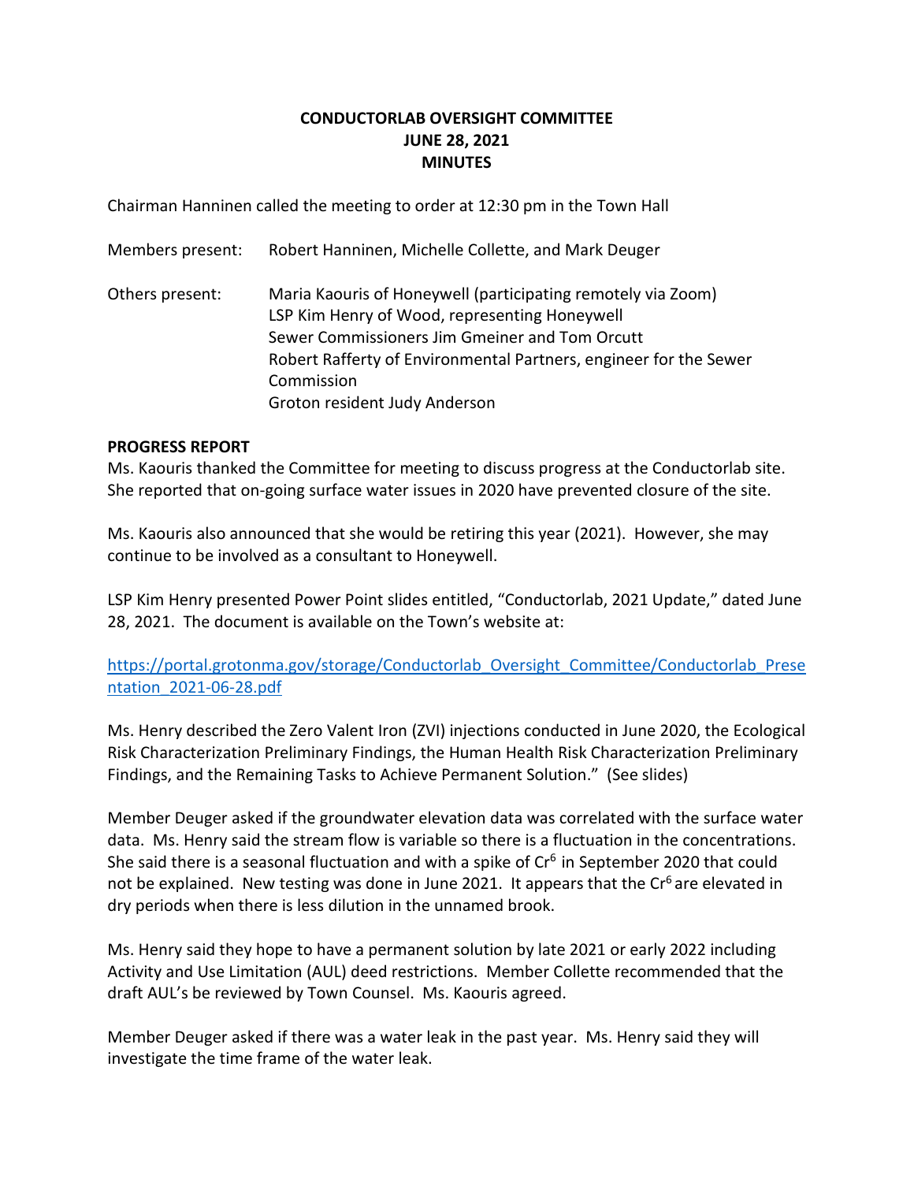# CONDUCTORLAB OVERSIGHT COMMITTEE
## JUNE 28, 2021
## MINUTES

Chairman Hanninen called the meeting to order at 12:30 pm in the Town Hall

Members present: Robert Hanninen, Michelle Collette, and Mark Deuger

Others present: Maria Kaouris of Honeywell (participating remotely via Zoom)
LSP Kim Henry of Wood, representing Honeywell
Sewer Commissioners Jim Gmeiner and Tom Orcutt
Robert Rafferty of Environmental Partners, engineer for the Sewer Commission
Groton resident Judy Anderson

**PROGRESS REPORT**

Ms. Kaouris thanked the Committee for meeting to discuss progress at the Conductorlab site. She reported that on-going surface water issues in 2020 have prevented closure of the site.

Ms. Kaouris also announced that she would be retiring this year (2021). However, she may continue to be involved as a consultant to Honeywell.

LSP Kim Henry presented Power Point slides entitled, "Conductorlab, 2021 Update," dated June 28, 2021. The document is available on the Town's website at:

https://portal.grotonma.gov/storage/Conductorlab_Oversight_Committee/Conductorlab_Presentation_2021-06-28.pdf

Ms. Henry described the Zero Valent Iron (ZVI) injections conducted in June 2020, the Ecological Risk Characterization Preliminary Findings, the Human Health Risk Characterization Preliminary Findings, and the Remaining Tasks to Achieve Permanent Solution." (See slides)

Member Deuger asked if the groundwater elevation data was correlated with the surface water data. Ms. Henry said the stream flow is variable so there is a fluctuation in the concentrations. She said there is a seasonal fluctuation and with a spike of $Cr^6$ in September 2020 that could not be explained. New testing was done in June 2021. It appears that the $Cr^6$ are elevated in dry periods when there is less dilution in the unnamed brook.

Ms. Henry said they hope to have a permanent solution by late 2021 or early 2022 including Activity and Use Limitation (AUL) deed restrictions. Member Collette recommended that the draft AUL's be reviewed by Town Counsel. Ms. Kaouris agreed.

Member Deuger asked if there was a water leak in the past year. Ms. Henry said they will investigate the time frame of the water leak.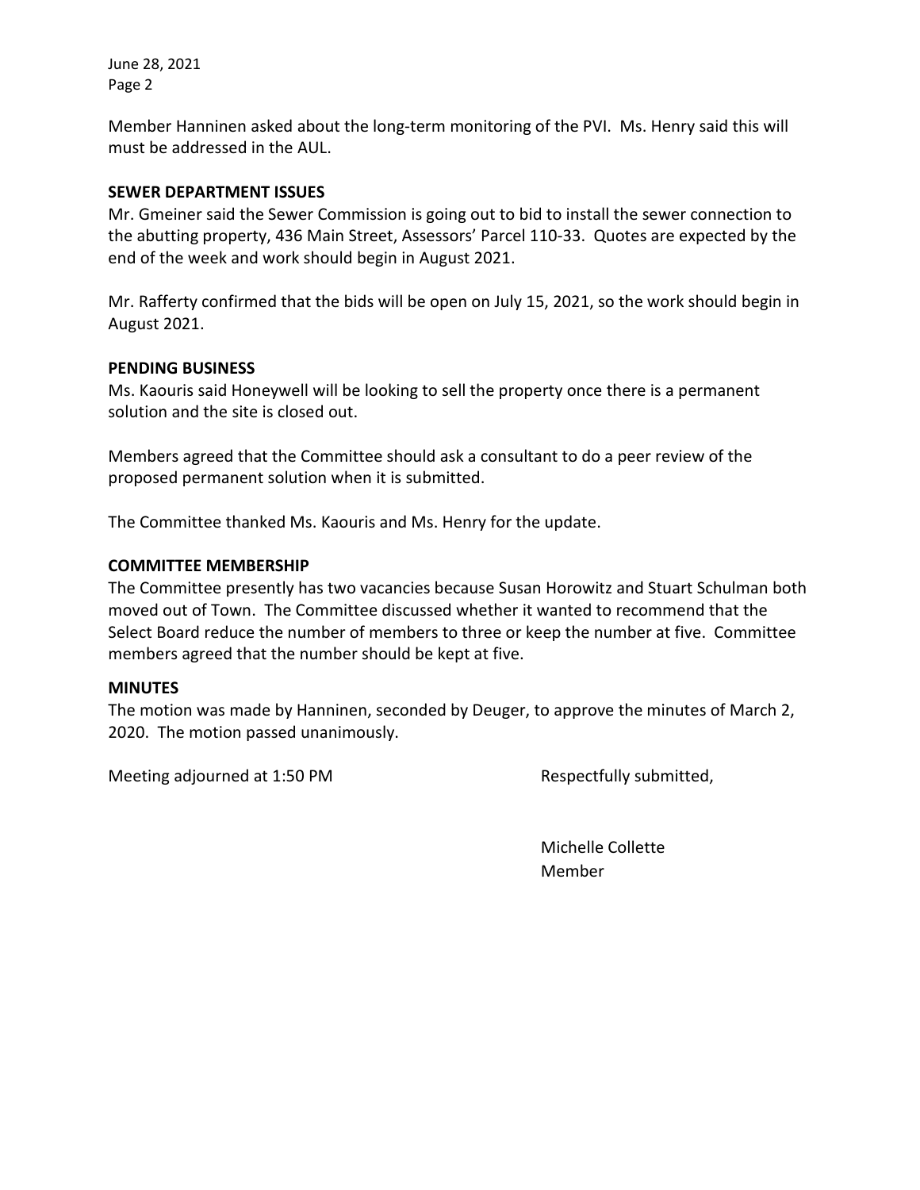Member Hanninen asked about the long-term monitoring of the PVI. Ms. Henry said this will must be addressed in the AUL.

**SEWER DEPARTMENT ISSUES**

Mr. Gmeiner said the Sewer Commission is going out to bid to install the sewer connection to the abutting property, 436 Main Street, Assessors' Parcel 110-33. Quotes are expected by the end of the week and work should begin in August 2021.

Mr. Rafferty confirmed that the bids will be open on July 15, 2021, so the work should begin in August 2021.

**PENDING BUSINESS**

Ms. Kaouris said Honeywell will be looking to sell the property once there is a permanent solution and the site is closed out.

Members agreed that the Committee should ask a consultant to do a peer review of the proposed permanent solution when it is submitted.

The Committee thanked Ms. Kaouris and Ms. Henry for the update.

**COMMITTEE MEMBERSHIP**

The Committee presently has two vacancies because Susan Horowitz and Stuart Schulman both moved out of Town. The Committee discussed whether it wanted to recommend that the Select Board reduce the number of members to three or keep the number at five. Committee members agreed that the number should be kept at five.

**MINUTES**

The motion was made by Hanninen, seconded by Deuger, to approve the minutes of March 2, 2020. The motion passed unanimously.

Meeting adjourned at 1:50 PM

Respectfully submitted,

Michelle Collette
Member